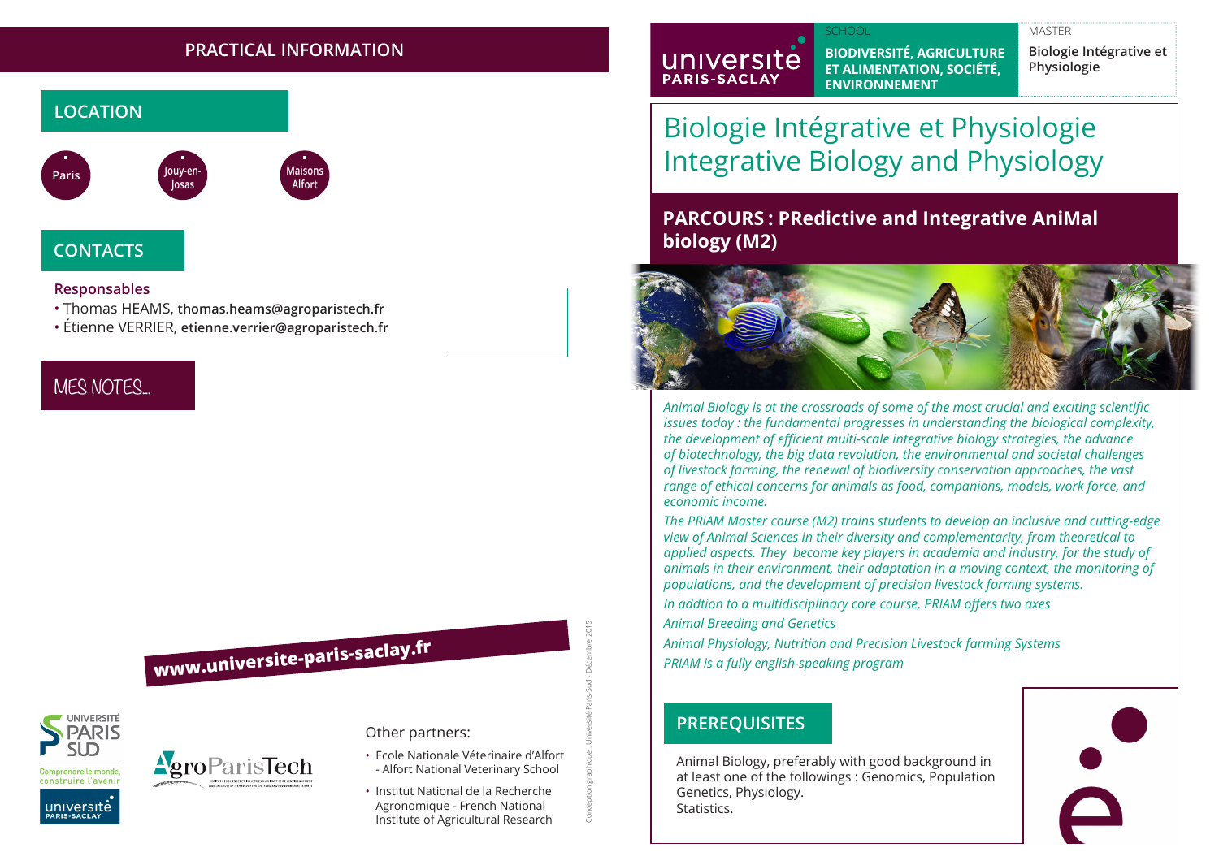## PRACTICAL INFORMATION

### LOCATION

- Paris
- Jouy-en-Josas
- Maisons Alfort

### CONTACTS

**Responsables**

- Thomas HEAMS, **thomas.heams@agroparistech.fr**
- Étienne VERRIER, **etienne.verrier@agroparistech.fr**

### MES NOTES...

**www.universite-paris-saclay.fr**

Other partners:

- Ecole Nationale Vétérinaire d'Alfort - Alfort National Veterinary School
- Institut National de la Recherche Agronomique - French National Institute of Agricultural Research

Conception graphique : Université Paris-Sud - Décembre 2015

université PARIS-SACLAY

SCHOOL

**BIODIVERSITÉ, AGRICULTURE ET ALIMENTATION, SOCIÉTÉ, ENVIRONNEMENT**

MASTER

**Biologie Intégrative et Physiologie**

# Biologie Intégrative et Physiologie
# Integrative Biology and Physiology

## PARCOURS : PRedictive and Integrative AniMal biology (M2)

*Animal Biology is at the crossroads of some of the most crucial and exciting scientific issues today : the fundamental progresses in understanding the biological complexity, the development of efficient multi-scale integrative biology strategies, the advance of biotechnology, the big data revolution, the environmental and societal challenges of livestock farming, the renewal of biodiversity conservation approaches, the vast range of ethical concerns for animals as food, companions, models, work force, and economic income.*

*The PRIAM Master course (M2) trains students to develop an inclusive and cutting-edge view of Animal Sciences in their diversity and complementarity, from theoretical to applied aspects. They become key players in academia and industry, for the study of animals in their environment, their adaptation in a moving context, the monitoring of populations, and the development of precision livestock farming systems.*

*In addtion to a multidisciplinary core course, PRIAM offers two axes*

*Animal Breeding and Genetics*

*Animal Physiology, Nutrition and Precision Livestock farming Systems*

*PRIAM is a fully english-speaking program*

### PREREQUISITES

Animal Biology, preferably with good background in at least one of the followings : Genomics, Population Genetics, Physiology.
Statistics.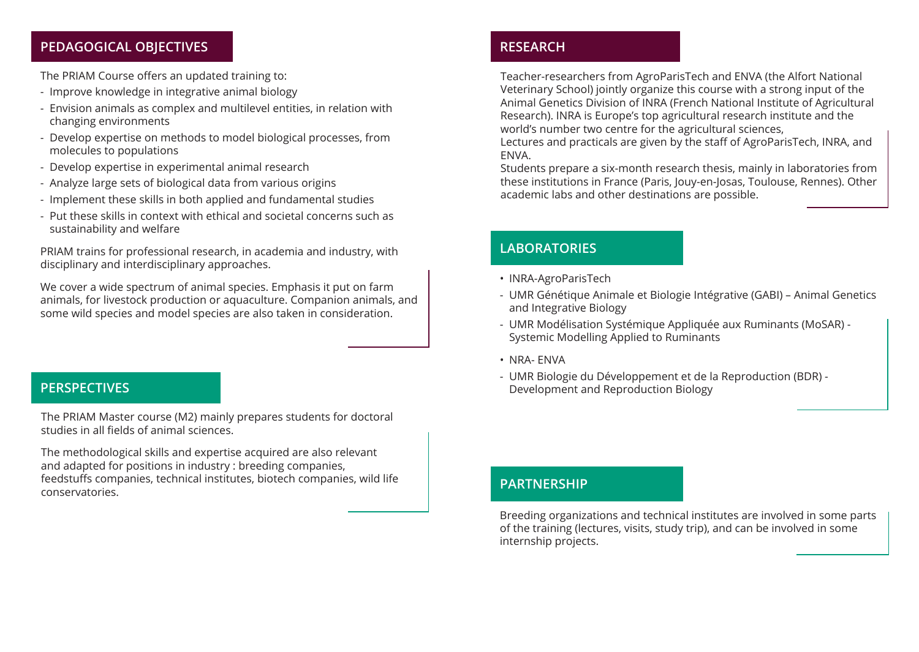## PEDAGOGICAL OBJECTIVES

The PRIAM Course offers an updated training to:

- Improve knowledge in integrative animal biology
- Envision animals as complex and multilevel entities, in relation with changing environments
- Develop expertise on methods to model biological processes, from molecules to populations
- Develop expertise in experimental animal research
- Analyze large sets of biological data from various origins
- Implement these skills in both applied and fundamental studies
- Put these skills in context with ethical and societal concerns such as sustainability and welfare

PRIAM trains for professional research, in academia and industry, with disciplinary and interdisciplinary approaches.

We cover a wide spectrum of animal species. Emphasis it put on farm animals, for livestock production or aquaculture. Companion animals, and some wild species and model species are also taken in consideration.

## PERSPECTIVES

The PRIAM Master course (M2) mainly prepares students for doctoral studies in all fields of animal sciences.

The methodological skills and expertise acquired are also relevant and adapted for positions in industry : breeding companies, feedstuffs companies, technical institutes, biotech companies, wild life conservatories.

## RESEARCH

Teacher-researchers from AgroParisTech and ENVA (the Alfort National Veterinary School) jointly organize this course with a strong input of the Animal Genetics Division of INRA (French National Institute of Agricultural Research). INRA is Europe's top agricultural research institute and the world's number two centre for the agricultural sciences,
Lectures and practicals are given by the staff of AgroParisTech, INRA, and ENVA.
Students prepare a six-month research thesis, mainly in laboratories from these institutions in France (Paris, Jouy-en-Josas, Toulouse, Rennes). Other academic labs and other destinations are possible.

## LABORATORIES

- INRA-AgroParisTech
  - UMR Génétique Animale et Biologie Intégrative (GABI) – Animal Genetics and Integrative Biology
  - UMR Modélisation Systémique Appliquée aux Ruminants (MoSAR) - Systemic Modelling Applied to Ruminants
- NRA- ENVA
  - UMR Biologie du Développement et de la Reproduction (BDR) - Development and Reproduction Biology

## PARTNERSHIP

Breeding organizations and technical institutes are involved in some parts of the training (lectures, visits, study trip), and can be involved in some internship projects.